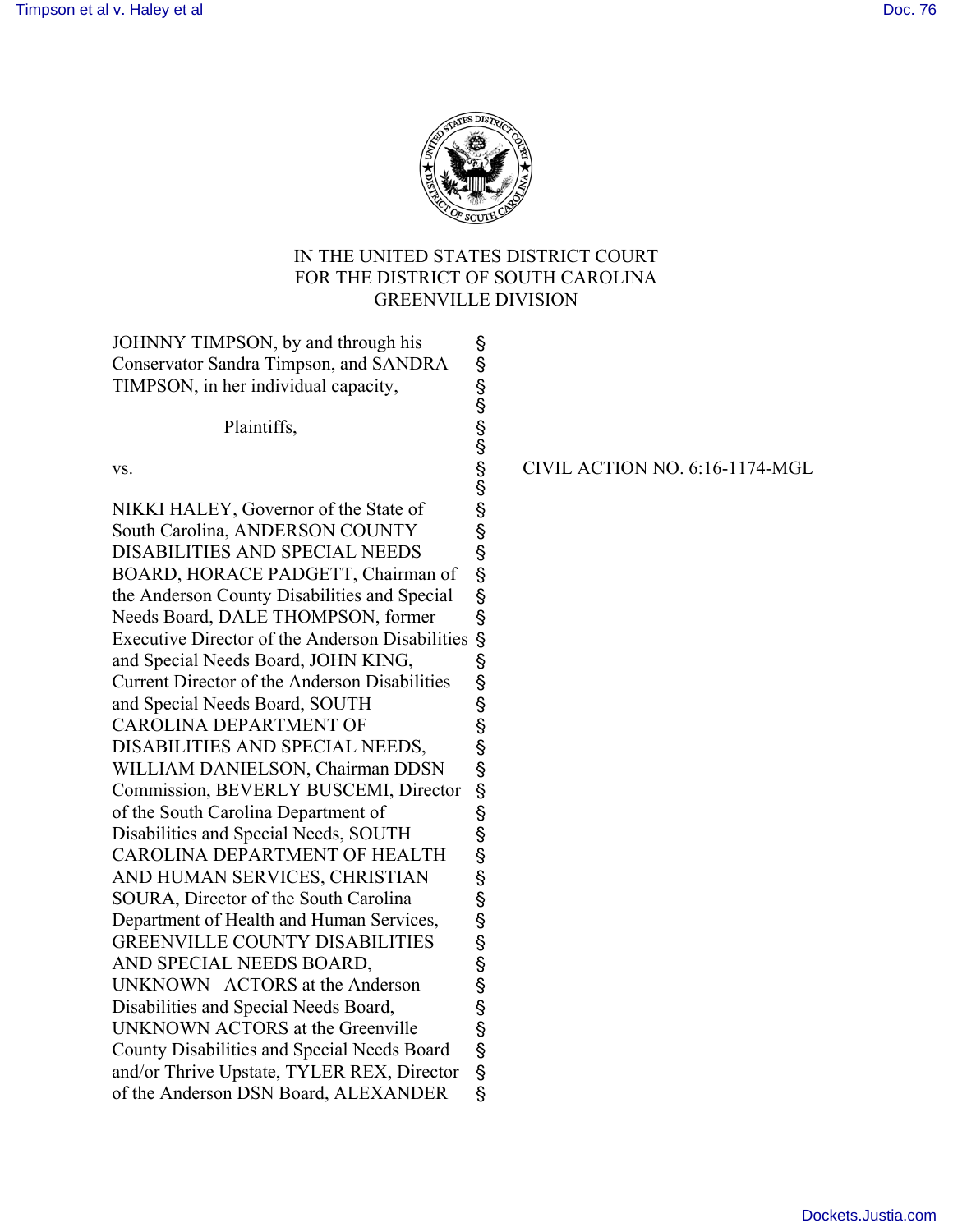IN THE UNITED STATES DISTRICT COURT
FOR THE DISTRICT OF SOUTH CAROLINA
GREENVILLE DIVISION

JOHNNY TIMPSON, by and through his Conservator Sandra Timpson, and SANDRA TIMPSON, in her individual capacity, §

Plaintiffs, §

vs. § CIVIL ACTION NO. 6:16-1174-MGL

NIKKI HALEY, Governor of the State of South Carolina, ANDERSON COUNTY DISABILITIES AND SPECIAL NEEDS BOARD, HORACE PADGETT, Chairman of the Anderson County Disabilities and Special Needs Board, DALE THOMPSON, former Executive Director of the Anderson Disabilities and Special Needs Board, JOHN KING, Current Director of the Anderson Disabilities and Special Needs Board, SOUTH CAROLINA DEPARTMENT OF DISABILITIES AND SPECIAL NEEDS, WILLIAM DANIELSON, Chairman DDSN Commission, BEVERLY BUSCEMI, Director of the South Carolina Department of Disabilities and Special Needs, SOUTH CAROLINA DEPARTMENT OF HEALTH AND HUMAN SERVICES, CHRISTIAN SOURA, Director of the South Carolina Department of Health and Human Services, GREENVILLE COUNTY DISABILITIES AND SPECIAL NEEDS BOARD, UNKNOWN ACTORS at the Anderson Disabilities and Special Needs Board, UNKNOWN ACTORS at the Greenville County Disabilities and Special Needs Board and/or Thrive Upstate, TYLER REX, Director of the Anderson DSN Board, ALEXANDER §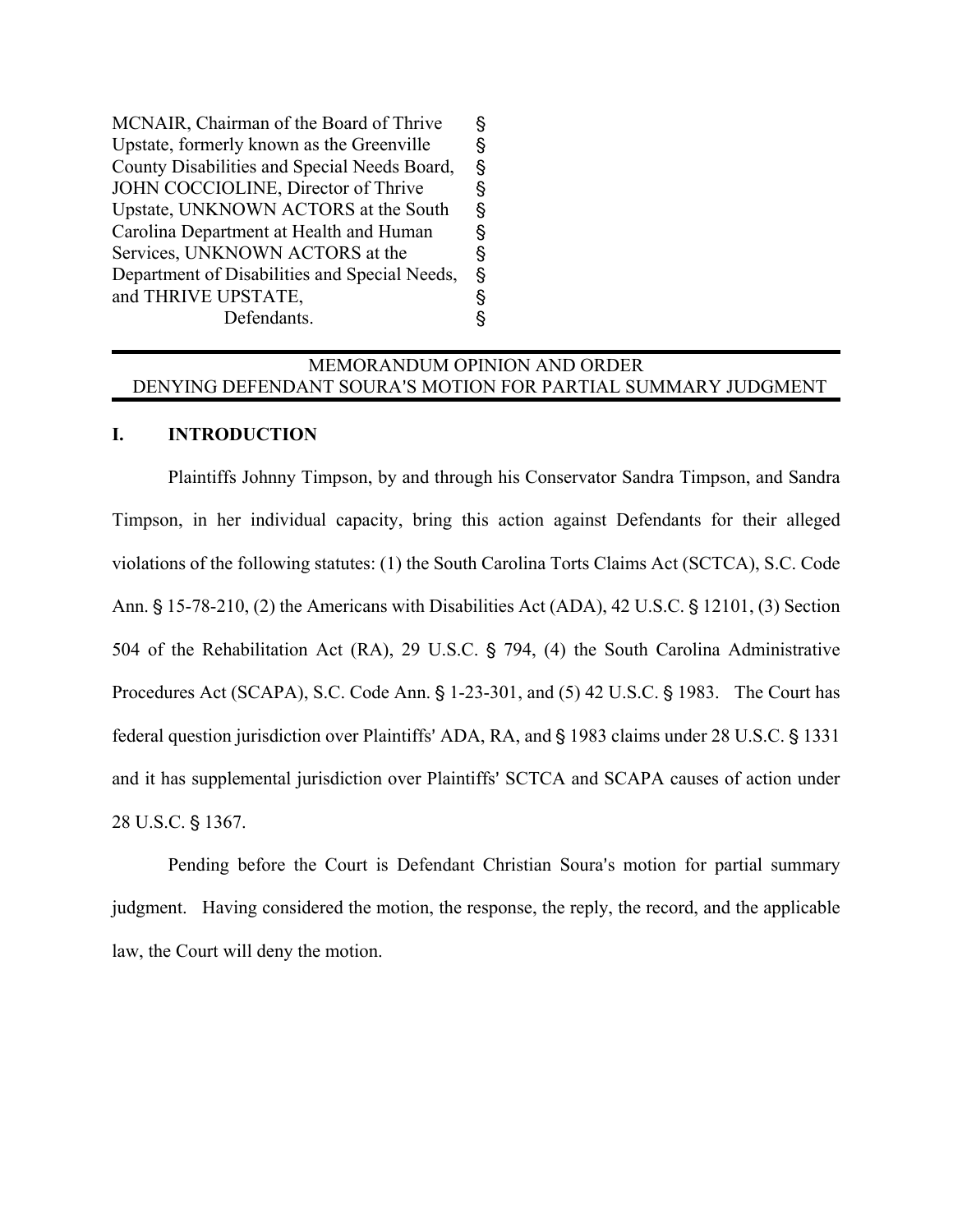MCNAIR, Chairman of the Board of Thrive Upstate, formerly known as the Greenville County Disabilities and Special Needs Board, JOHN COCCIOLINE, Director of Thrive Upstate, UNKNOWN ACTORS at the South Carolina Department at Health and Human Services, UNKNOWN ACTORS at the Department of Disabilities and Special Needs, and THRIVE UPSTATE,
Defendants.

---

MEMORANDUM OPINION AND ORDER
DENYING DEFENDANT SOURA'S MOTION FOR PARTIAL SUMMARY JUDGMENT

---

## I. INTRODUCTION

Plaintiffs Johnny Timpson, by and through his Conservator Sandra Timpson, and Sandra Timpson, in her individual capacity, bring this action against Defendants for their alleged violations of the following statutes: (1) the South Carolina Torts Claims Act (SCTCA), S.C. Code Ann. § 15-78-210, (2) the Americans with Disabilities Act (ADA), 42 U.S.C. § 12101, (3) Section 504 of the Rehabilitation Act (RA), 29 U.S.C. § 794, (4) the South Carolina Administrative Procedures Act (SCAPA), S.C. Code Ann. § 1-23-301, and (5) 42 U.S.C. § 1983. The Court has federal question jurisdiction over Plaintiffs' ADA, RA, and § 1983 claims under 28 U.S.C. § 1331 and it has supplemental jurisdiction over Plaintiffs' SCTCA and SCAPA causes of action under 28 U.S.C. § 1367.

Pending before the Court is Defendant Christian Soura's motion for partial summary judgment. Having considered the motion, the response, the reply, the record, and the applicable law, the Court will deny the motion.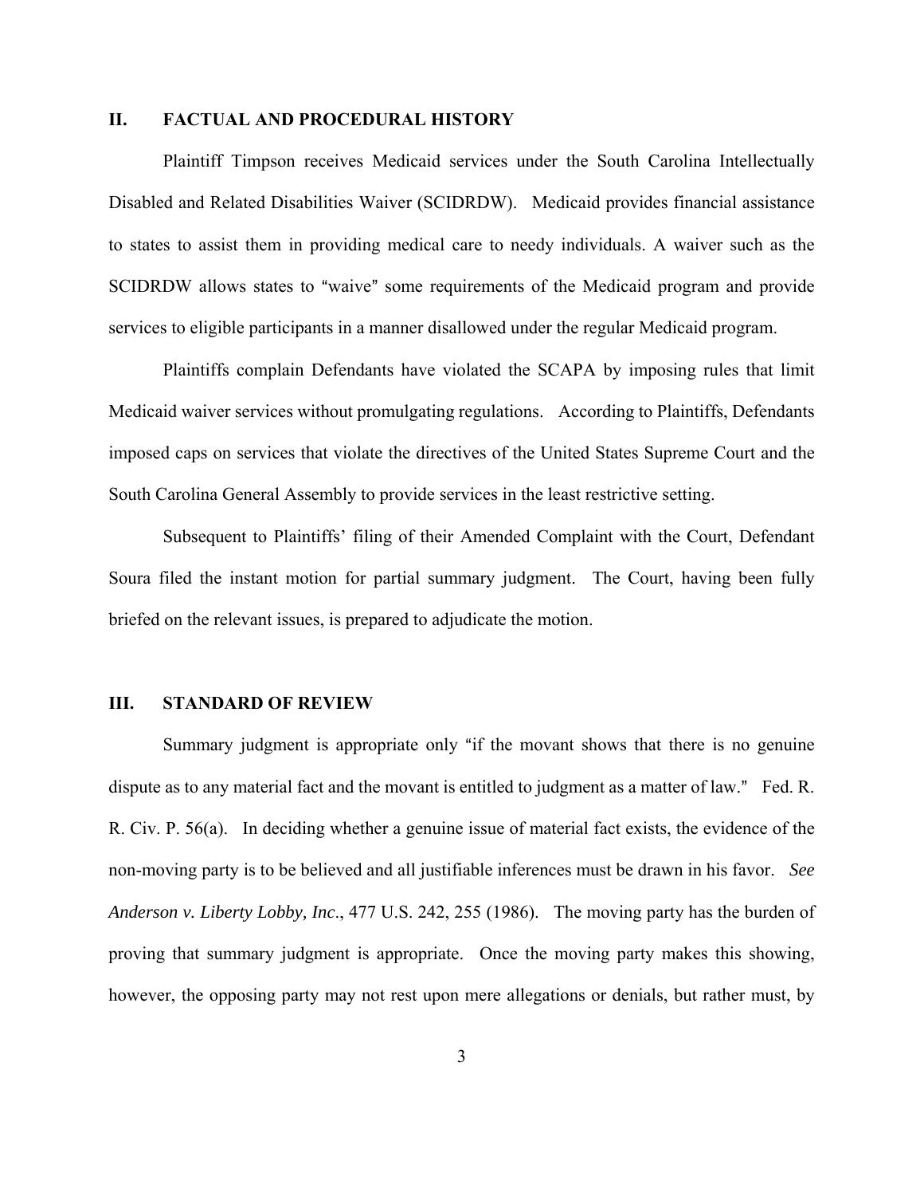## II. FACTUAL AND PROCEDURAL HISTORY

Plaintiff Timpson receives Medicaid services under the South Carolina Intellectually Disabled and Related Disabilities Waiver (SCIDRDW). Medicaid provides financial assistance to states to assist them in providing medical care to needy individuals. A waiver such as the SCIDRDW allows states to "waive" some requirements of the Medicaid program and provide services to eligible participants in a manner disallowed under the regular Medicaid program.

Plaintiffs complain Defendants have violated the SCAPA by imposing rules that limit Medicaid waiver services without promulgating regulations. According to Plaintiffs, Defendants imposed caps on services that violate the directives of the United States Supreme Court and the South Carolina General Assembly to provide services in the least restrictive setting.

Subsequent to Plaintiffs' filing of their Amended Complaint with the Court, Defendant Soura filed the instant motion for partial summary judgment. The Court, having been fully briefed on the relevant issues, is prepared to adjudicate the motion.

## III. STANDARD OF REVIEW

Summary judgment is appropriate only "if the movant shows that there is no genuine dispute as to any material fact and the movant is entitled to judgment as a matter of law." Fed. R. R. Civ. P. 56(a). In deciding whether a genuine issue of material fact exists, the evidence of the non-moving party is to be believed and all justifiable inferences must be drawn in his favor. *See Anderson v. Liberty Lobby, Inc*., 477 U.S. 242, 255 (1986). The moving party has the burden of proving that summary judgment is appropriate. Once the moving party makes this showing, however, the opposing party may not rest upon mere allegations or denials, but rather must, by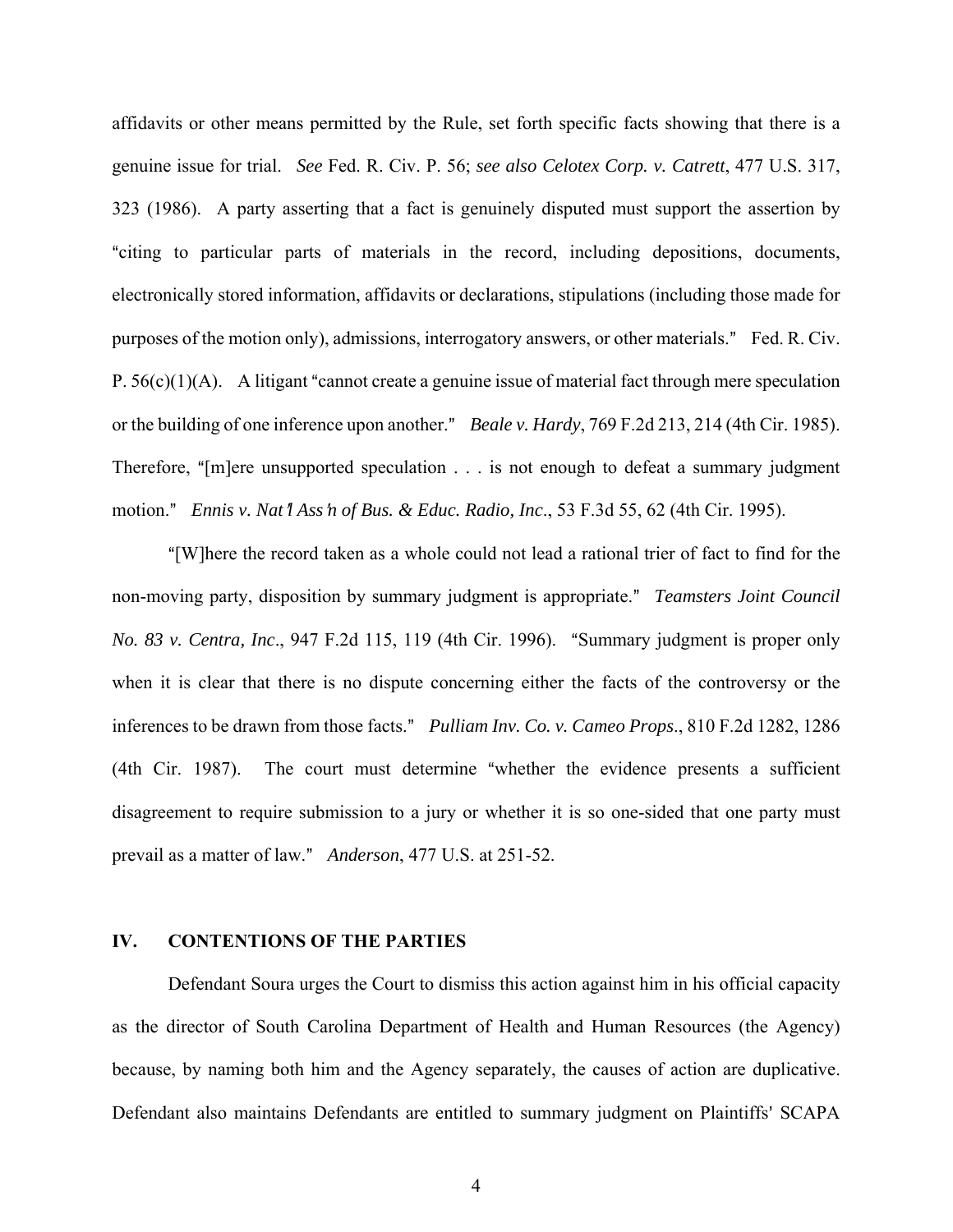affidavits or other means permitted by the Rule, set forth specific facts showing that there is a genuine issue for trial. *See* Fed. R. Civ. P. 56; *see also Celotex Corp. v. Catrett*, 477 U.S. 317, 323 (1986). A party asserting that a fact is genuinely disputed must support the assertion by "citing to particular parts of materials in the record, including depositions, documents, electronically stored information, affidavits or declarations, stipulations (including those made for purposes of the motion only), admissions, interrogatory answers, or other materials." Fed. R. Civ. P. 56(c)(1)(A). A litigant "cannot create a genuine issue of material fact through mere speculation or the building of one inference upon another." *Beale v. Hardy*, 769 F.2d 213, 214 (4th Cir. 1985). Therefore, "[m]ere unsupported speculation . . . is not enough to defeat a summary judgment motion." *Ennis v. Nat'l Ass'n of Bus. & Educ. Radio, Inc*., 53 F.3d 55, 62 (4th Cir. 1995).

"[W]here the record taken as a whole could not lead a rational trier of fact to find for the non-moving party, disposition by summary judgment is appropriate." *Teamsters Joint Council No. 83 v. Centra, Inc*., 947 F.2d 115, 119 (4th Cir. 1996). "Summary judgment is proper only when it is clear that there is no dispute concerning either the facts of the controversy or the inferences to be drawn from those facts." *Pulliam Inv. Co. v. Cameo Props*., 810 F.2d 1282, 1286 (4th Cir. 1987). The court must determine "whether the evidence presents a sufficient disagreement to require submission to a jury or whether it is so one-sided that one party must prevail as a matter of law." *Anderson*, 477 U.S. at 251-52.

## IV. CONTENTIONS OF THE PARTIES

Defendant Soura urges the Court to dismiss this action against him in his official capacity as the director of South Carolina Department of Health and Human Resources (the Agency) because, by naming both him and the Agency separately, the causes of action are duplicative. Defendant also maintains Defendants are entitled to summary judgment on Plaintiffs' SCAPA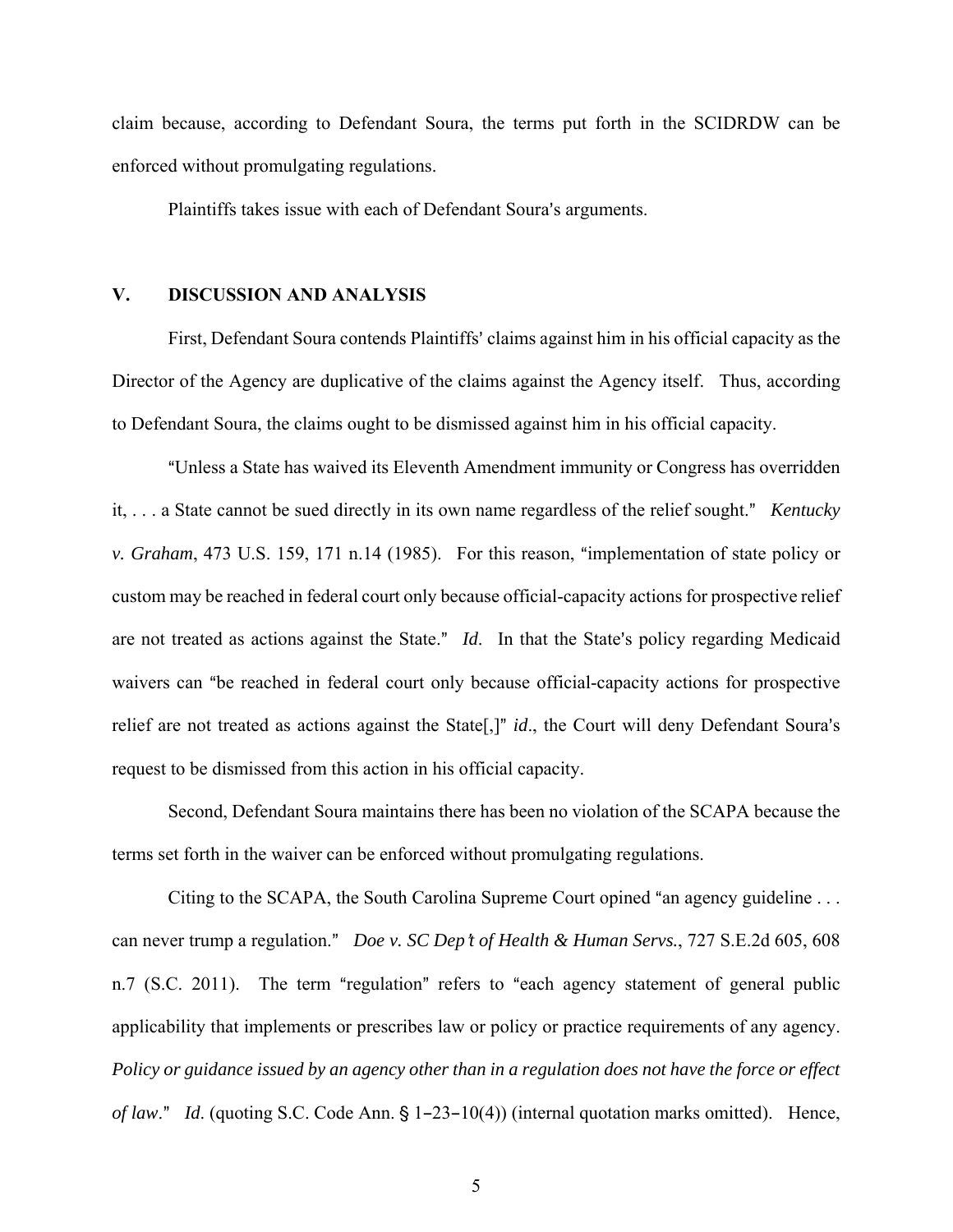claim because, according to Defendant Soura, the terms put forth in the SCIDRDW can be enforced without promulgating regulations.

Plaintiffs takes issue with each of Defendant Soura's arguments.

## V. DISCUSSION AND ANALYSIS

First, Defendant Soura contends Plaintiffs' claims against him in his official capacity as the Director of the Agency are duplicative of the claims against the Agency itself. Thus, according to Defendant Soura, the claims ought to be dismissed against him in his official capacity.

"Unless a State has waived its Eleventh Amendment immunity or Congress has overridden it, . . . a State cannot be sued directly in its own name regardless of the relief sought." *Kentucky v. Graham*, 473 U.S. 159, 171 n.14 (1985). For this reason, "implementation of state policy or custom may be reached in federal court only because official-capacity actions for prospective relief are not treated as actions against the State." *Id*. In that the State's policy regarding Medicaid waivers can "be reached in federal court only because official-capacity actions for prospective relief are not treated as actions against the State[,]" *id*., the Court will deny Defendant Soura's request to be dismissed from this action in his official capacity.

Second, Defendant Soura maintains there has been no violation of the SCAPA because the terms set forth in the waiver can be enforced without promulgating regulations.

Citing to the SCAPA, the South Carolina Supreme Court opined "an agency guideline . . . can never trump a regulation." *Doe v. SC Dep't of Health & Human Servs.*, 727 S.E.2d 605, 608 n.7 (S.C. 2011). The term "regulation" refers to "each agency statement of general public applicability that implements or prescribes law or policy or practice requirements of any agency. *Policy or guidance issued by an agency other than in a regulation does not have the force or effect of law*." *Id*. (quoting S.C. Code Ann. § 1-23-10(4)) (internal quotation marks omitted). Hence,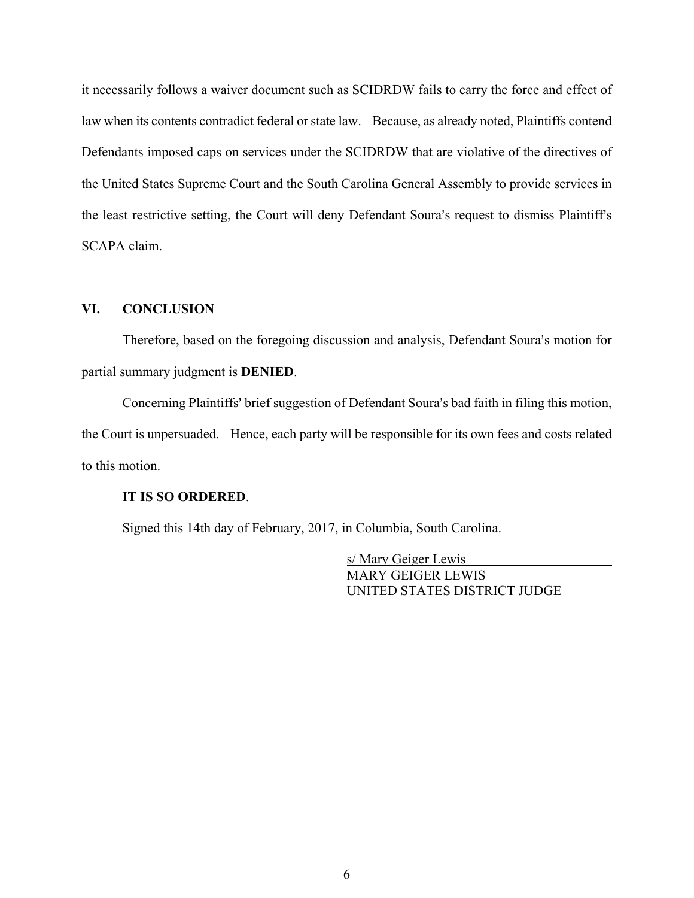it necessarily follows a waiver document such as SCIDRDW fails to carry the force and effect of law when its contents contradict federal or state law. Because, as already noted, Plaintiffs contend Defendants imposed caps on services under the SCIDRDW that are violative of the directives of the United States Supreme Court and the South Carolina General Assembly to provide services in the least restrictive setting, the Court will deny Defendant Soura's request to dismiss Plaintiff's SCAPA claim.

## VI. CONCLUSION

Therefore, based on the foregoing discussion and analysis, Defendant Soura's motion for partial summary judgment is **DENIED**.

Concerning Plaintiffs' brief suggestion of Defendant Soura's bad faith in filing this motion, the Court is unpersuaded. Hence, each party will be responsible for its own fees and costs related to this motion.

**IT IS SO ORDERED**.

Signed this 14th day of February, 2017, in Columbia, South Carolina.

s/ Mary Geiger Lewis
MARY GEIGER LEWIS
UNITED STATES DISTRICT JUDGE